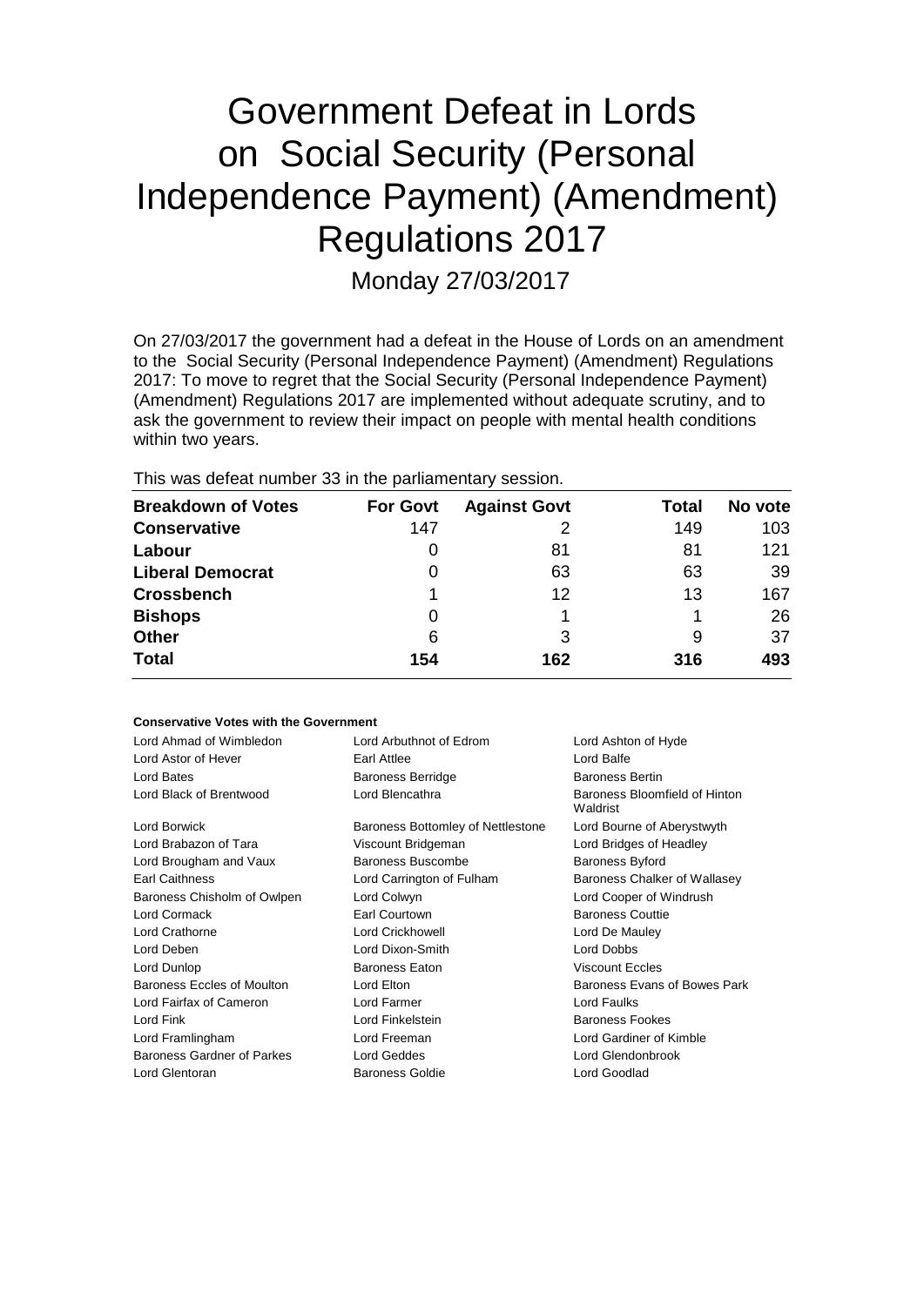# Government Defeat in Lords on Social Security (Personal Independence Payment) (Amendment) Regulations 2017

Monday 27/03/2017

On 27/03/2017 the government had a defeat in the House of Lords on an amendment to the Social Security (Personal Independence Payment) (Amendment) Regulations 2017: To move to regret that the Social Security (Personal Independence Payment) (Amendment) Regulations 2017 are implemented without adequate scrutiny, and to ask the government to review their impact on people with mental health conditions within two years.

This was defeat number 33 in the parliamentary session.

| Breakdown of Votes | For Govt | Against Govt | Total | No vote |
|---|---|---|---|---|
| **Conservative** | 147 | 2 | 149 | 103 |
| **Labour** | 0 | 81 | 81 | 121 |
| **Liberal Democrat** | 0 | 63 | 63 | 39 |
| **Crossbench** | 1 | 12 | 13 | 167 |
| **Bishops** | 0 | 1 | 1 | 26 |
| **Other** | 6 | 3 | 9 | 37 |
| **Total** | **154** | **162** | **316** | **493** |

**Conservative Votes with the Government**

| | | |
|---|---|---|
| Lord Ahmad of Wimbledon | Lord Arbuthnot of Edrom | Lord Ashton of Hyde |
| Lord Astor of Hever | Earl Attlee | Lord Balfe |
| Lord Bates | Baroness Berridge | Baroness Bertin |
| Lord Black of Brentwood | Lord Blencathra | Baroness Bloomfield of Hinton Waldrist |
| Lord Borwick | Baroness Bottomley of Nettlestone | Lord Bourne of Aberystwyth |
| Lord Brabazon of Tara | Viscount Bridgeman | Lord Bridges of Headley |
| Lord Brougham and Vaux | Baroness Buscombe | Baroness Byford |
| Earl Caithness | Lord Carrington of Fulham | Baroness Chalker of Wallasey |
| Baroness Chisholm of Owlpen | Lord Colwyn | Lord Cooper of Windrush |
| Lord Cormack | Earl Courtown | Baroness Couttie |
| Lord Crathorne | Lord Crickhowell | Lord De Mauley |
| Lord Deben | Lord Dixon-Smith | Lord Dobbs |
| Lord Dunlop | Baroness Eaton | Viscount Eccles |
| Baroness Eccles of Moulton | Lord Elton | Baroness Evans of Bowes Park |
| Lord Fairfax of Cameron | Lord Farmer | Lord Faulks |
| Lord Fink | Lord Finkelstein | Baroness Fookes |
| Lord Framlingham | Lord Freeman | Lord Gardiner of Kimble |
| Baroness Gardner of Parkes | Lord Geddes | Lord Glendonbrook |
| Lord Glentoran | Baroness Goldie | Lord Goodlad |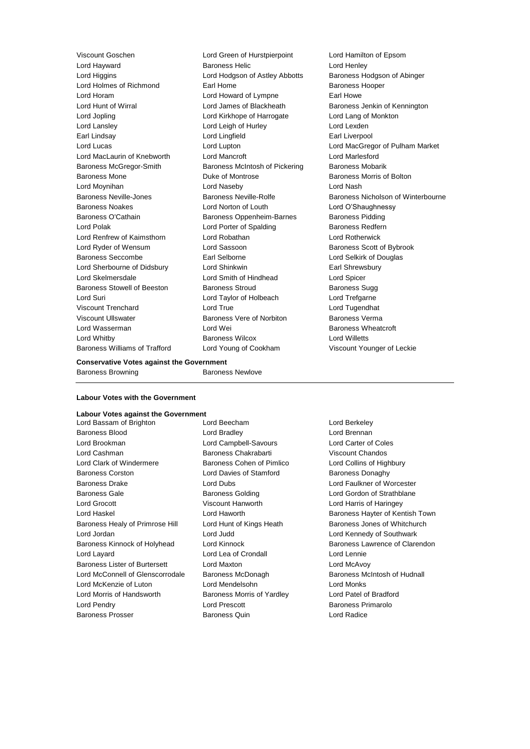Viscount Goschen
Lord Green of Hurstpierpoint
Lord Hamilton of Epsom
Lord Hayward
Baroness Helic
Lord Henley
Lord Higgins
Lord Hodgson of Astley Abbotts
Baroness Hodgson of Abinger
Lord Holmes of Richmond
Earl Home
Baroness Hooper
Lord Horam
Lord Howard of Lympne
Earl Howe
Lord Hunt of Wirral
Lord James of Blackheath
Baroness Jenkin of Kennington
Lord Jopling
Lord Kirkhope of Harrogate
Lord Lang of Monkton
Lord Lansley
Lord Leigh of Hurley
Lord Lexden
Earl Lindsay
Lord Lingfield
Earl Liverpool
Lord Lucas
Lord Lupton
Lord MacGregor of Pulham Market
Lord MacLaurin of Knebworth
Lord Mancroft
Lord Marlesford
Baroness McGregor-Smith
Baroness McIntosh of Pickering
Baroness Mobarik
Baroness Mone
Duke of Montrose
Baroness Morris of Bolton
Lord Moynihan
Lord Naseby
Lord Nash
Baroness Neville-Jones
Baroness Neville-Rolfe
Baroness Nicholson of Winterbourne
Baroness Noakes
Lord Norton of Louth
Lord O'Shaughnessy
Baroness O'Cathain
Baroness Oppenheim-Barnes
Baroness Pidding
Lord Polak
Lord Porter of Spalding
Baroness Redfern
Lord Renfrew of Kaimsthorn
Lord Robathan
Lord Rotherwick
Lord Ryder of Wensum
Lord Sassoon
Baroness Scott of Bybrook
Baroness Seccombe
Earl Selborne
Lord Selkirk of Douglas
Lord Sherbourne of Didsbury
Lord Shinkwin
Earl Shrewsbury
Lord Skelmersdale
Lord Smith of Hindhead
Lord Spicer
Baroness Stowell of Beeston
Baroness Stroud
Baroness Sugg
Lord Suri
Lord Taylor of Holbeach
Lord Trefgarne
Viscount Trenchard
Lord True
Lord Tugendhat
Viscount Ullswater
Baroness Vere of Norbiton
Baroness Verma
Lord Wasserman
Lord Wei
Baroness Wheatcroft
Lord Whitby
Baroness Wilcox
Lord Willetts
Baroness Williams of Trafford
Lord Young of Cookham
Viscount Younger of Leckie

**Conservative Votes against the Government**

Baroness Browning
Baroness Newlove

---

**Labour Votes with the Government**

**Labour Votes against the Government**

Lord Bassam of Brighton
Lord Beecham
Lord Berkeley
Baroness Blood
Lord Bradley
Lord Brennan
Lord Brookman
Lord Campbell-Savours
Lord Carter of Coles
Lord Cashman
Baroness Chakrabarti
Viscount Chandos
Lord Clark of Windermere
Baroness Cohen of Pimlico
Lord Collins of Highbury
Baroness Corston
Lord Davies of Stamford
Baroness Donaghy
Baroness Drake
Lord Dubs
Lord Faulkner of Worcester
Baroness Gale
Baroness Golding
Lord Gordon of Strathblane
Lord Grocott
Viscount Hanworth
Lord Harris of Haringey
Lord Haskel
Lord Haworth
Baroness Hayter of Kentish Town
Baroness Healy of Primrose Hill
Lord Hunt of Kings Heath
Baroness Jones of Whitchurch
Lord Jordan
Lord Judd
Lord Kennedy of Southwark
Baroness Kinnock of Holyhead
Lord Kinnock
Baroness Lawrence of Clarendon
Lord Layard
Lord Lea of Crondall
Lord Lennie
Baroness Lister of Burtersett
Lord Maxton
Lord McAvoy
Lord McConnell of Glenscorrodale
Baroness McDonagh
Baroness McIntosh of Hudnall
Lord McKenzie of Luton
Lord Mendelsohn
Lord Monks
Lord Morris of Handsworth
Baroness Morris of Yardley
Lord Patel of Bradford
Lord Pendry
Lord Prescott
Baroness Primarolo
Baroness Prosser
Baroness Quin
Lord Radice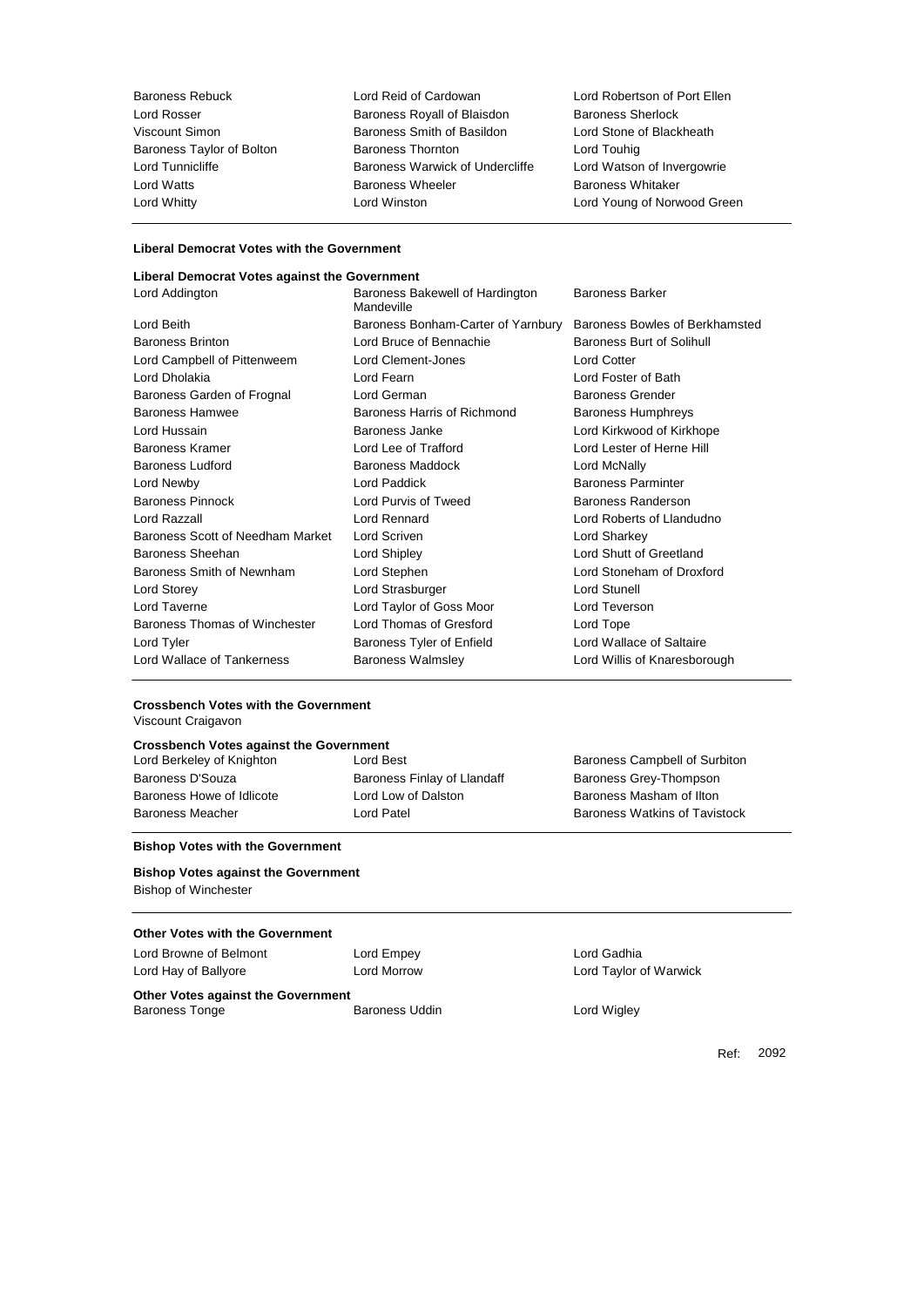| | | |
|---|---|---|
| Baroness Rebuck | Lord Reid of Cardowan | Lord Robertson of Port Ellen |
| Lord Rosser | Baroness Royall of Blaisdon | Baroness Sherlock |
| Viscount Simon | Baroness Smith of Basildon | Lord Stone of Blackheath |
| Baroness Taylor of Bolton | Baroness Thornton | Lord Touhig |
| Lord Tunnicliffe | Baroness Warwick of Undercliffe | Lord Watson of Invergowrie |
| Lord Watts | Baroness Wheeler | Baroness Whitaker |
| Lord Whitty | Lord Winston | Lord Young of Norwood Green |

**Liberal Democrat Votes with the Government**

**Liberal Democrat Votes against the Government**

| | | |
|---|---|---|
| Lord Addington | Baroness Bakewell of Hardington Mandeville | Baroness Barker |
| Lord Beith | Baroness Bonham-Carter of Yarnbury | Baroness Bowles of Berkhamsted |
| Baroness Brinton | Lord Bruce of Bennachie | Baroness Burt of Solihull |
| Lord Campbell of Pittenweem | Lord Clement-Jones | Lord Cotter |
| Lord Dholakia | Lord Fearn | Lord Foster of Bath |
| Baroness Garden of Frognal | Lord German | Baroness Grender |
| Baroness Hamwee | Baroness Harris of Richmond | Baroness Humphreys |
| Lord Hussain | Baroness Janke | Lord Kirkwood of Kirkhope |
| Baroness Kramer | Lord Lee of Trafford | Lord Lester of Herne Hill |
| Baroness Ludford | Baroness Maddock | Lord McNally |
| Lord Newby | Lord Paddick | Baroness Parminter |
| Baroness Pinnock | Lord Purvis of Tweed | Baroness Randerson |
| Lord Razzall | Lord Rennard | Lord Roberts of Llandudno |
| Baroness Scott of Needham Market | Lord Scriven | Lord Sharkey |
| Baroness Sheehan | Lord Shipley | Lord Shutt of Greetland |
| Baroness Smith of Newnham | Lord Stephen | Lord Stoneham of Droxford |
| Lord Storey | Lord Strasburger | Lord Stunell |
| Lord Taverne | Lord Taylor of Goss Moor | Lord Teverson |
| Baroness Thomas of Winchester | Lord Thomas of Gresford | Lord Tope |
| Lord Tyler | Baroness Tyler of Enfield | Lord Wallace of Saltaire |
| Lord Wallace of Tankerness | Baroness Walmsley | Lord Willis of Knaresborough |

**Crossbench Votes with the Government**

Viscount Craigavon

**Crossbench Votes against the Government**

| | | |
|---|---|---|
| Lord Berkeley of Knighton | Lord Best | Baroness Campbell of Surbiton |
| Baroness D'Souza | Baroness Finlay of Llandaff | Baroness Grey-Thompson |
| Baroness Howe of Idlicote | Lord Low of Dalston | Baroness Masham of Ilton |
| Baroness Meacher | Lord Patel | Baroness Watkins of Tavistock |

**Bishop Votes with the Government**

**Bishop Votes against the Government**

Bishop of Winchester

**Other Votes with the Government**

| | | |
|---|---|---|
| Lord Browne of Belmont | Lord Empey | Lord Gadhia |
| Lord Hay of Ballyore | Lord Morrow | Lord Taylor of Warwick |

**Other Votes against the Government**

| | | |
|---|---|---|
| Baroness Tonge | Baroness Uddin | Lord Wigley |

Ref: 2092